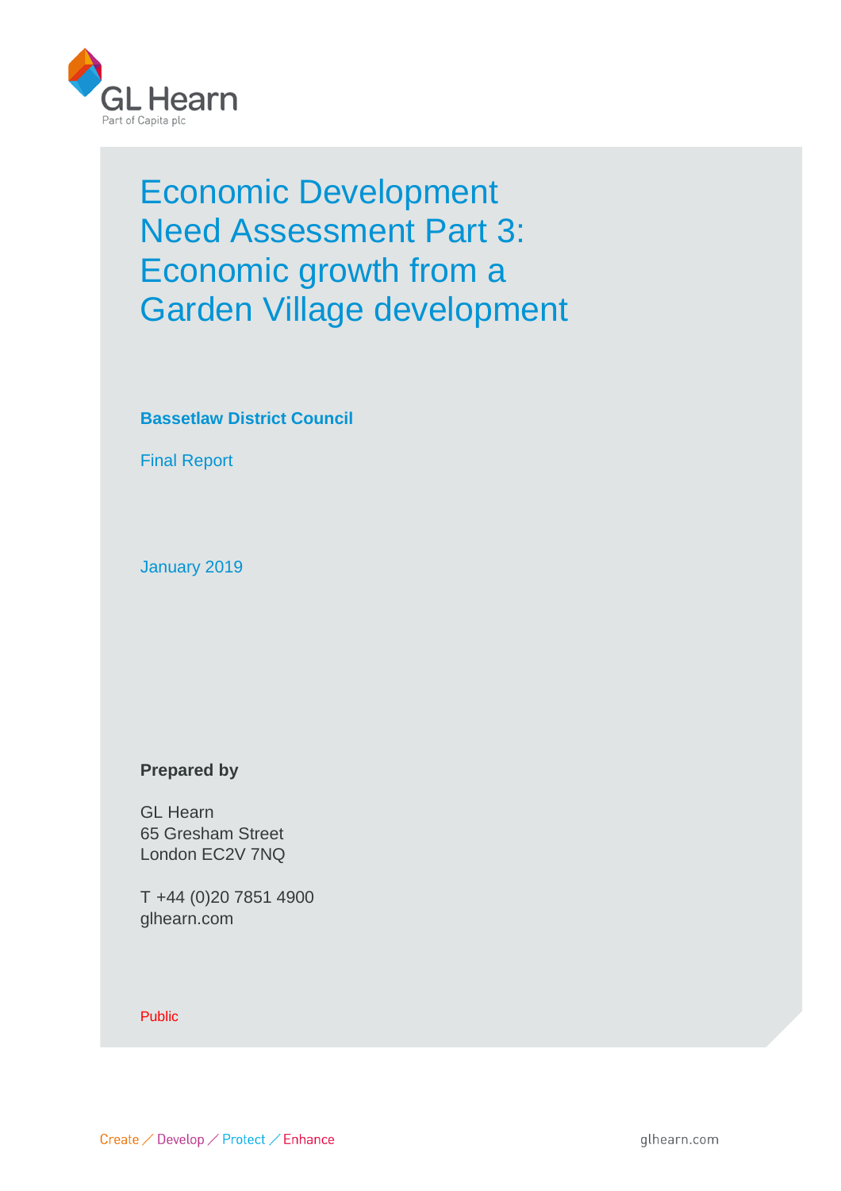GL Hearn

Part of Capita plc

# Economic Development Need Assessment Part 3: Economic growth from a Garden Village development

**Bassetlaw District Council**

Final Report

January 2019

**Prepared by**

GL Hearn
65 Gresham Street
London EC2V 7NQ

T +44 (0)20 7851 4900
glhearn.com

Public

Create / Develop / Protect / Enhance

glhearn.com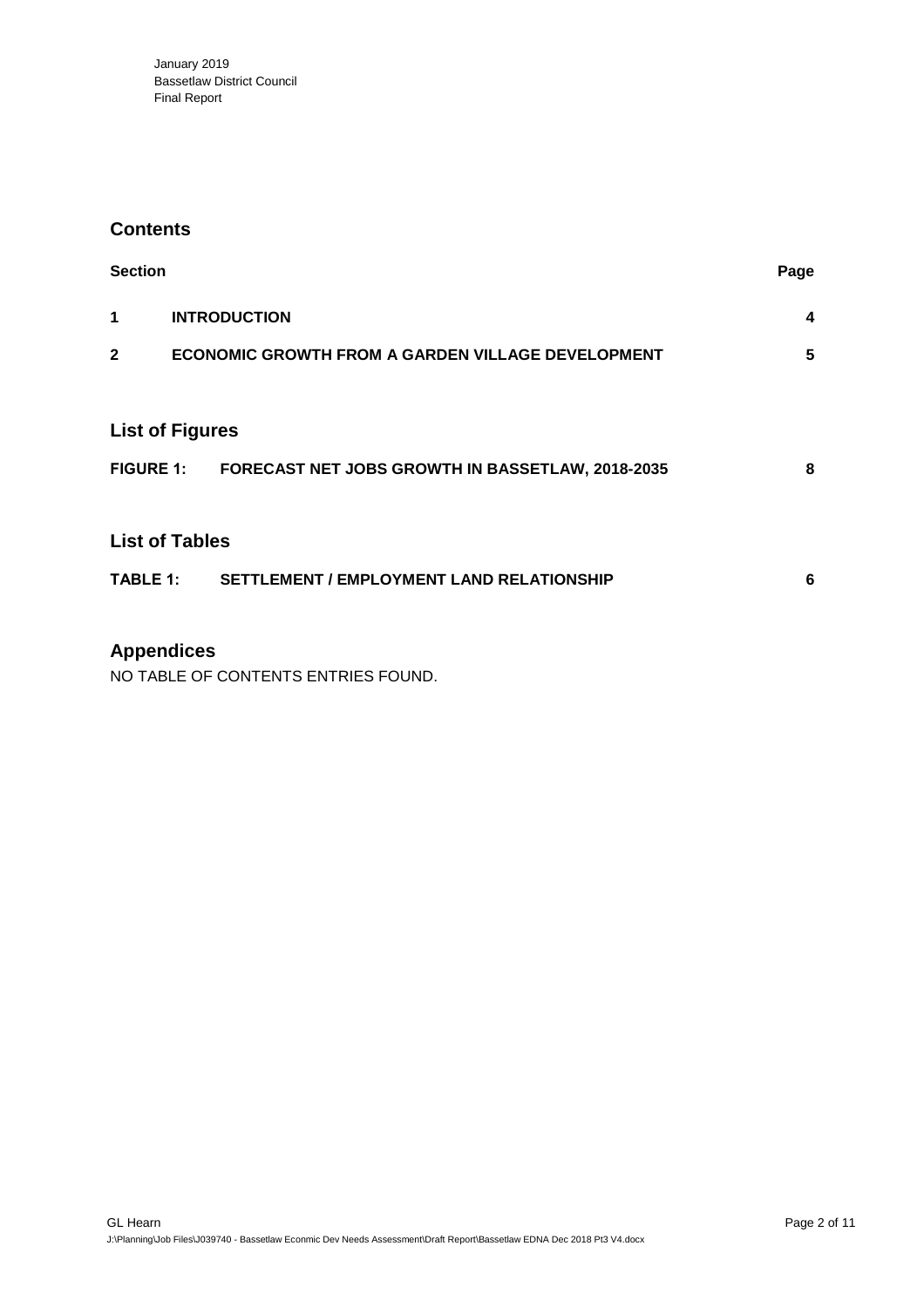January 2019
Bassetlaw District Council
Final Report

## Contents

| Section | | Page |
|---|---|---|
| 1 | INTRODUCTION | 4 |
| 2 | ECONOMIC GROWTH FROM A GARDEN VILLAGE DEVELOPMENT | 5 |

## List of Figures

| | | |
|---|---|---|
| FIGURE 1: | FORECAST NET JOBS GROWTH IN BASSETLAW, 2018-2035 | 8 |

## List of Tables

| | | |
|---|---|---|
| TABLE 1: | SETTLEMENT / EMPLOYMENT LAND RELATIONSHIP | 6 |

## Appendices

NO TABLE OF CONTENTS ENTRIES FOUND.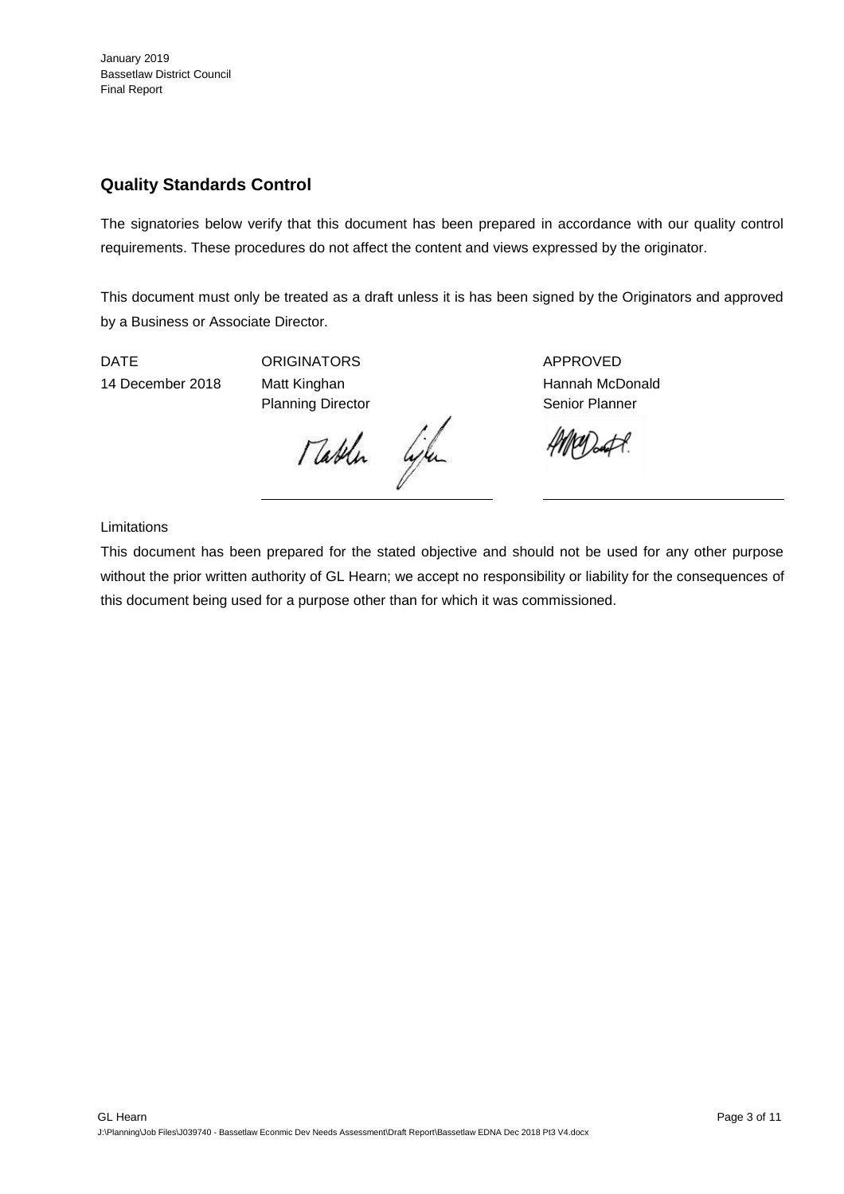## Quality Standards Control

The signatories below verify that this document has been prepared in accordance with our quality control requirements. These procedures do not affect the content and views expressed by the originator.

This document must only be treated as a draft unless it is has been signed by the Originators and approved by a Business or Associate Director.

| DATE | ORIGINATORS | APPROVED |
| --- | --- | --- |
| 14 December 2018 | Matt Kinghan<br>Planning Director | Hannah McDonald<br>Senior Planner |

Limitations

This document has been prepared for the stated objective and should not be used for any other purpose without the prior written authority of GL Hearn; we accept no responsibility or liability for the consequences of this document being used for a purpose other than for which it was commissioned.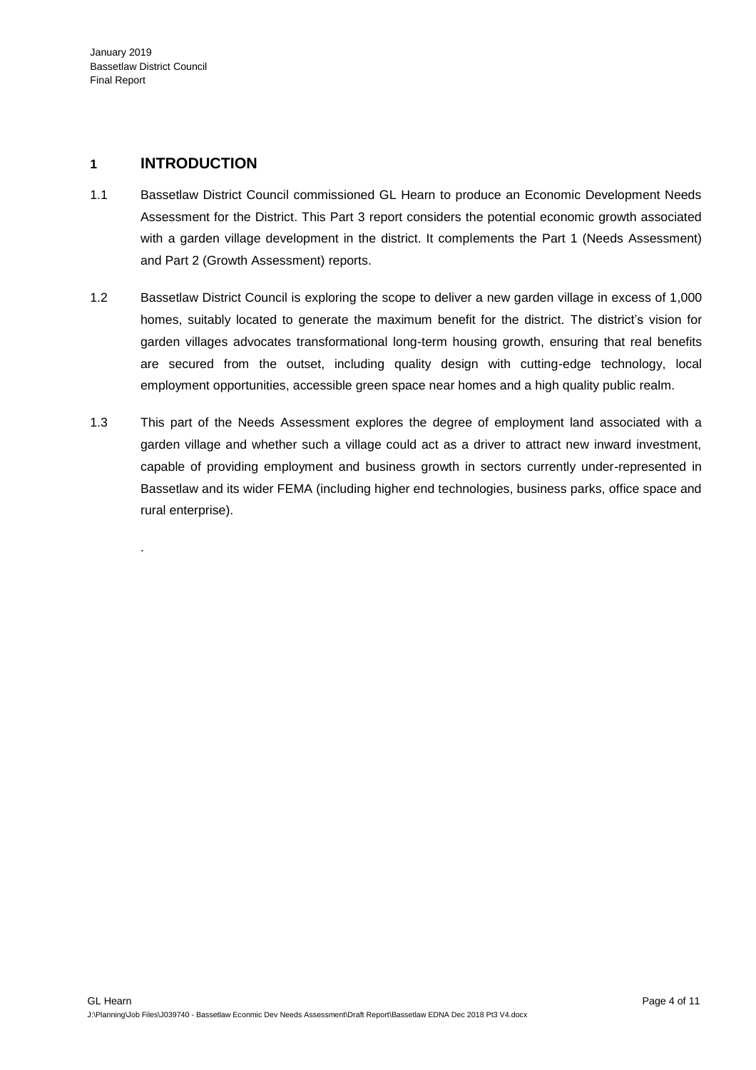# 1 INTRODUCTION

1.1 Bassetlaw District Council commissioned GL Hearn to produce an Economic Development Needs Assessment for the District. This Part 3 report considers the potential economic growth associated with a garden village development in the district. It complements the Part 1 (Needs Assessment) and Part 2 (Growth Assessment) reports.

1.2 Bassetlaw District Council is exploring the scope to deliver a new garden village in excess of 1,000 homes, suitably located to generate the maximum benefit for the district. The district's vision for garden villages advocates transformational long-term housing growth, ensuring that real benefits are secured from the outset, including quality design with cutting-edge technology, local employment opportunities, accessible green space near homes and a high quality public realm.

1.3 This part of the Needs Assessment explores the degree of employment land associated with a garden village and whether such a village could act as a driver to attract new inward investment, capable of providing employment and business growth in sectors currently under-represented in Bassetlaw and its wider FEMA (including higher end technologies, business parks, office space and rural enterprise).

.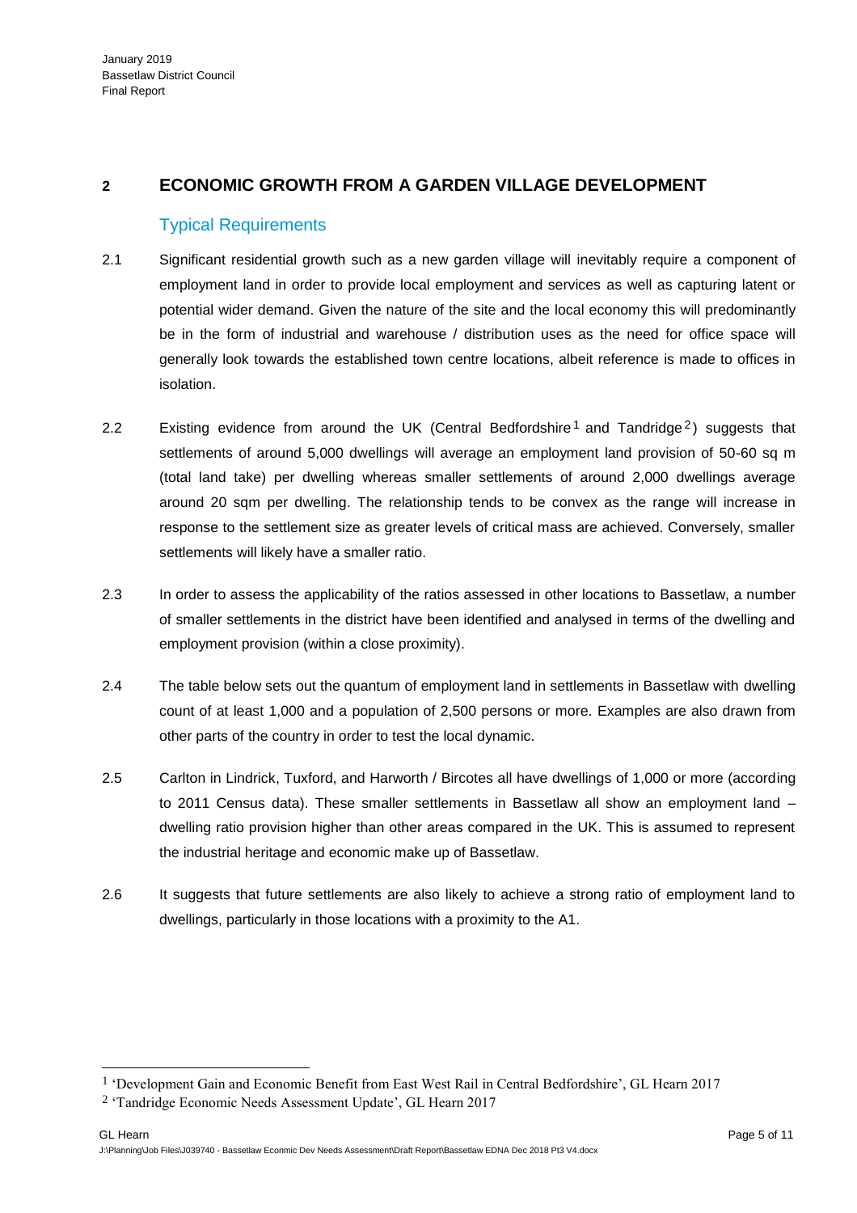## 2 ECONOMIC GROWTH FROM A GARDEN VILLAGE DEVELOPMENT

### Typical Requirements

2.1 Significant residential growth such as a new garden village will inevitably require a component of employment land in order to provide local employment and services as well as capturing latent or potential wider demand. Given the nature of the site and the local economy this will predominantly be in the form of industrial and warehouse / distribution uses as the need for office space will generally look towards the established town centre locations, albeit reference is made to offices in isolation.

2.2 Existing evidence from around the UK (Central Bedfordshire[1] and Tandridge[2]) suggests that settlements of around 5,000 dwellings will average an employment land provision of 50-60 sq m (total land take) per dwelling whereas smaller settlements of around 2,000 dwellings average around 20 sqm per dwelling. The relationship tends to be convex as the range will increase in response to the settlement size as greater levels of critical mass are achieved. Conversely, smaller settlements will likely have a smaller ratio.

2.3 In order to assess the applicability of the ratios assessed in other locations to Bassetlaw, a number of smaller settlements in the district have been identified and analysed in terms of the dwelling and employment provision (within a close proximity).

2.4 The table below sets out the quantum of employment land in settlements in Bassetlaw with dwelling count of at least 1,000 and a population of 2,500 persons or more. Examples are also drawn from other parts of the country in order to test the local dynamic.

2.5 Carlton in Lindrick, Tuxford, and Harworth / Bircotes all have dwellings of 1,000 or more (according to 2011 Census data). These smaller settlements in Bassetlaw all show an employment land – dwelling ratio provision higher than other areas compared in the UK. This is assumed to represent the industrial heritage and economic make up of Bassetlaw.

2.6 It suggests that future settlements are also likely to achieve a strong ratio of employment land to dwellings, particularly in those locations with a proximity to the A1.

---

[1] 'Development Gain and Economic Benefit from East West Rail in Central Bedfordshire', GL Hearn 2017

[2] 'Tandridge Economic Needs Assessment Update', GL Hearn 2017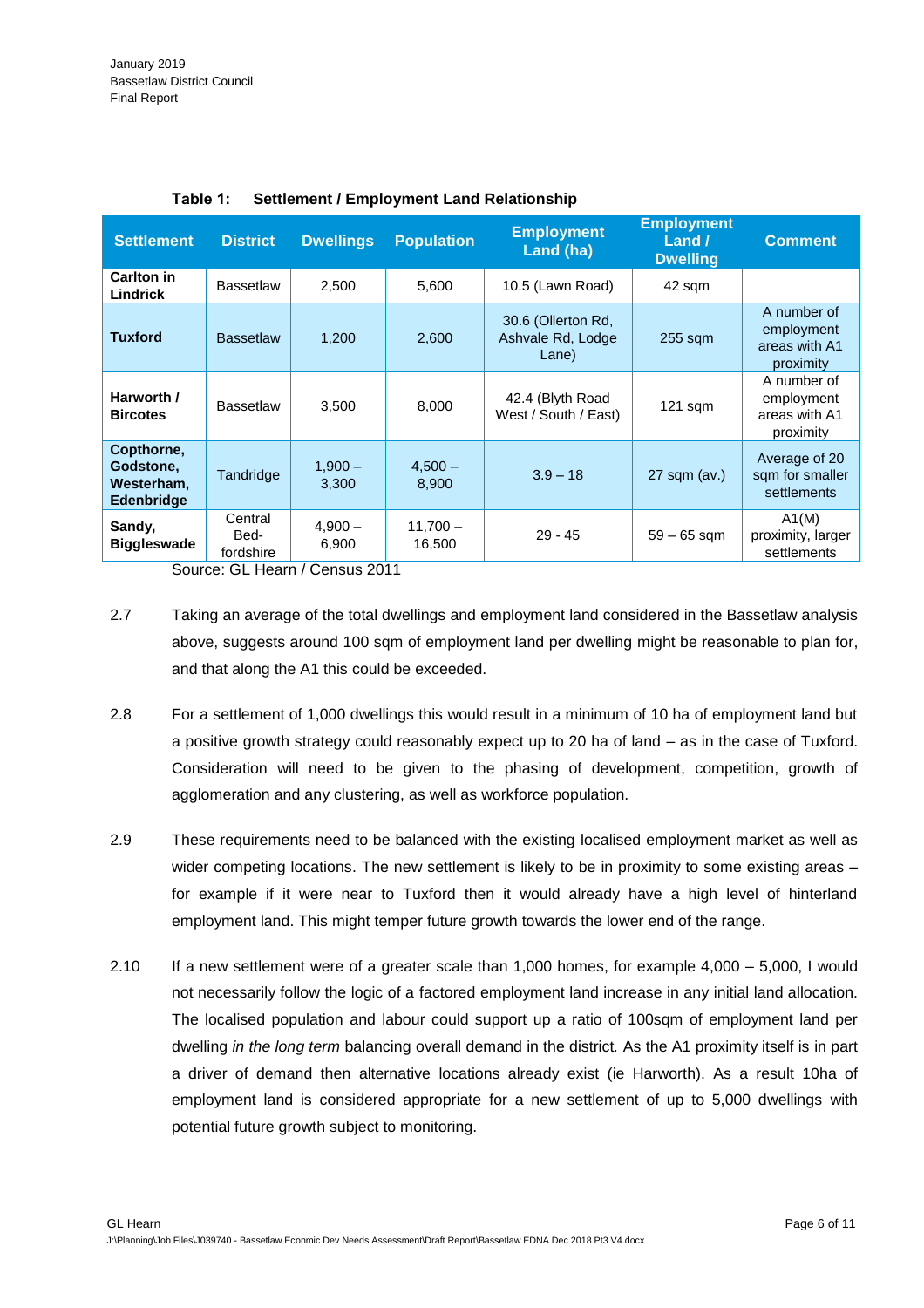**Table 1: Settlement / Employment Land Relationship**

| Settlement | District | Dwellings | Population | Employment Land (ha) | Employment Land / Dwelling | Comment |
|---|---|---|---|---|---|---|
| **Carlton in Lindrick** | Bassetlaw | 2,500 | 5,600 | 10.5 (Lawn Road) | 42 sqm | |
| **Tuxford** | Bassetlaw | 1,200 | 2,600 | 30.6 (Ollerton Rd, Ashvale Rd, Lodge Lane) | 255 sqm | A number of employment areas with A1 proximity |
| **Harworth / Bircotes** | Bassetlaw | 3,500 | 8,000 | 42.4 (Blyth Road West / South / East) | 121 sqm | A number of employment areas with A1 proximity |
| **Copthorne, Godstone, Westerham, Edenbridge** | Tandridge | 1,900 – 3,300 | 4,500 – 8,900 | 3.9 – 18 | 27 sqm (av.) | Average of 20 sqm for smaller settlements |
| **Sandy, Biggleswade** | Central Bed-fordshire | 4,900 – 6,900 | 11,700 – 16,500 | 29 - 45 | 59 – 65 sqm | A1(M) proximity, larger settlements |

Source: GL Hearn / Census 2011

2.7 Taking an average of the total dwellings and employment land considered in the Bassetlaw analysis above, suggests around 100 sqm of employment land per dwelling might be reasonable to plan for, and that along the A1 this could be exceeded.

2.8 For a settlement of 1,000 dwellings this would result in a minimum of 10 ha of employment land but a positive growth strategy could reasonably expect up to 20 ha of land – as in the case of Tuxford. Consideration will need to be given to the phasing of development, competition, growth of agglomeration and any clustering, as well as workforce population.

2.9 These requirements need to be balanced with the existing localised employment market as well as wider competing locations. The new settlement is likely to be in proximity to some existing areas – for example if it were near to Tuxford then it would already have a high level of hinterland employment land. This might temper future growth towards the lower end of the range.

2.10 If a new settlement were of a greater scale than 1,000 homes, for example 4,000 – 5,000, I would not necessarily follow the logic of a factored employment land increase in any initial land allocation. The localised population and labour could support up a ratio of 100sqm of employment land per dwelling *in the long term* balancing overall demand in the district. As the A1 proximity itself is in part a driver of demand then alternative locations already exist (ie Harworth). As a result 10ha of employment land is considered appropriate for a new settlement of up to 5,000 dwellings with potential future growth subject to monitoring.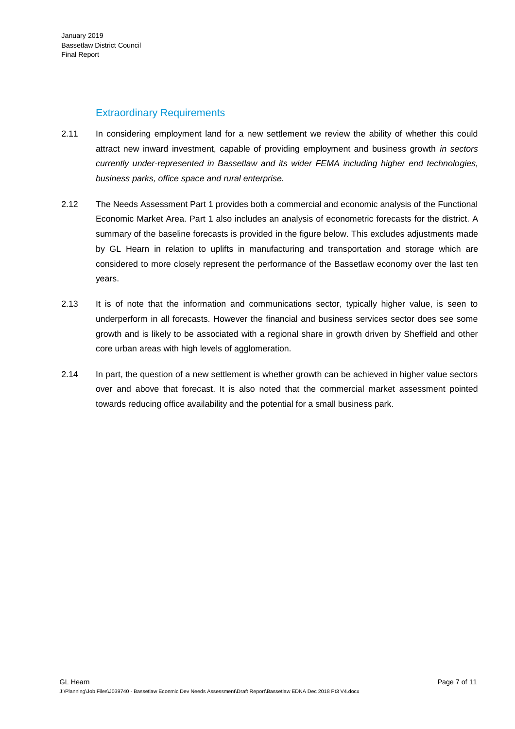## Extraordinary Requirements

2.11 In considering employment land for a new settlement we review the ability of whether this could attract new inward investment, capable of providing employment and business growth *in sectors currently under-represented in Bassetlaw and its wider FEMA including higher end technologies, business parks, office space and rural enterprise.*

2.12 The Needs Assessment Part 1 provides both a commercial and economic analysis of the Functional Economic Market Area. Part 1 also includes an analysis of econometric forecasts for the district. A summary of the baseline forecasts is provided in the figure below. This excludes adjustments made by GL Hearn in relation to uplifts in manufacturing and transportation and storage which are considered to more closely represent the performance of the Bassetlaw economy over the last ten years.

2.13 It is of note that the information and communications sector, typically higher value, is seen to underperform in all forecasts. However the financial and business services sector does see some growth and is likely to be associated with a regional share in growth driven by Sheffield and other core urban areas with high levels of agglomeration.

2.14 In part, the question of a new settlement is whether growth can be achieved in higher value sectors over and above that forecast. It is also noted that the commercial market assessment pointed towards reducing office availability and the potential for a small business park.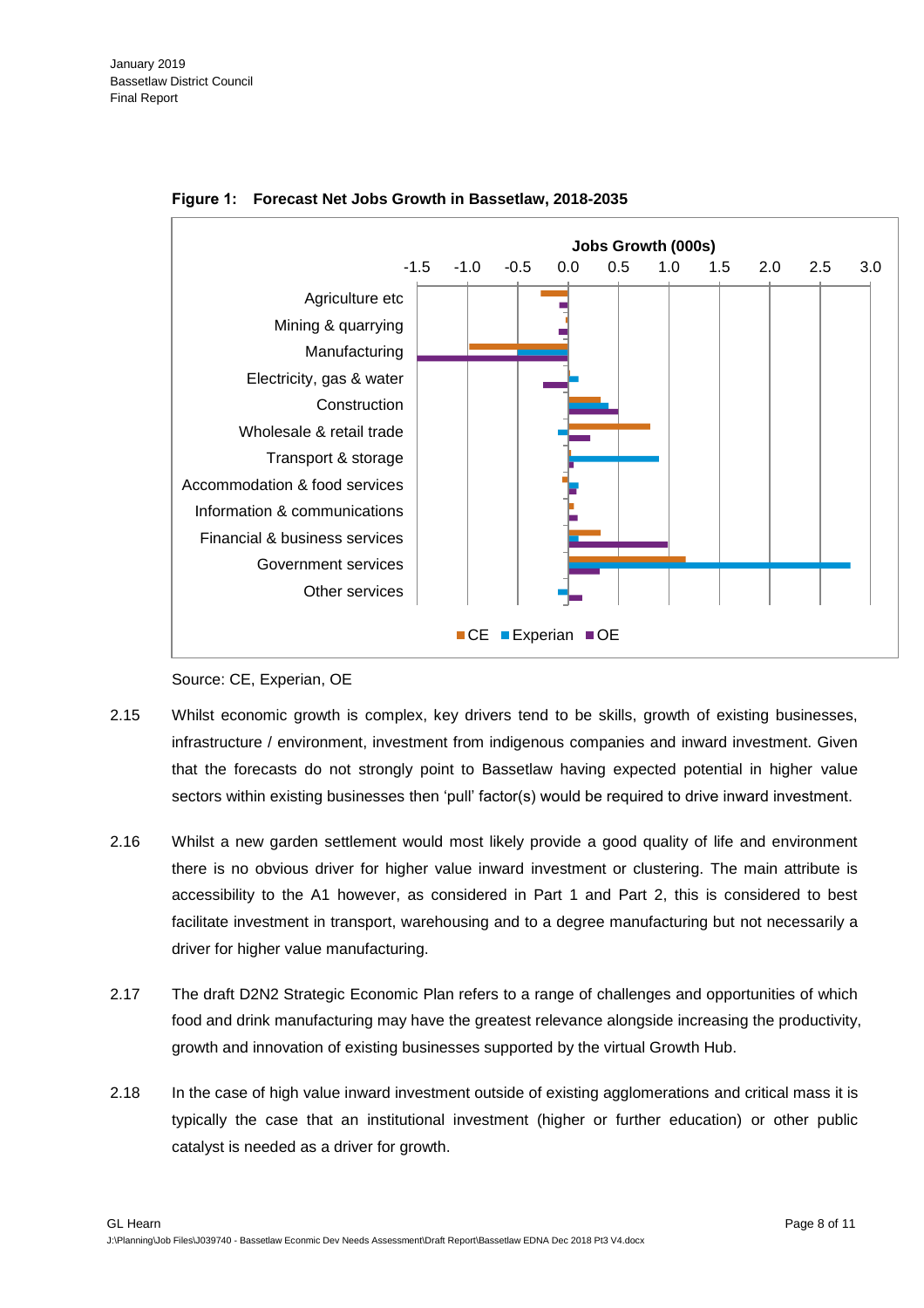**Figure 1: Forecast Net Jobs Growth in Bassetlaw, 2018-2035**

Source: CE, Experian, OE

2.15 Whilst economic growth is complex, key drivers tend to be skills, growth of existing businesses, infrastructure / environment, investment from indigenous companies and inward investment. Given that the forecasts do not strongly point to Bassetlaw having expected potential in higher value sectors within existing businesses then 'pull' factor(s) would be required to drive inward investment.

2.16 Whilst a new garden settlement would most likely provide a good quality of life and environment there is no obvious driver for higher value inward investment or clustering. The main attribute is accessibility to the A1 however, as considered in Part 1 and Part 2, this is considered to best facilitate investment in transport, warehousing and to a degree manufacturing but not necessarily a driver for higher value manufacturing.

2.17 The draft D2N2 Strategic Economic Plan refers to a range of challenges and opportunities of which food and drink manufacturing may have the greatest relevance alongside increasing the productivity, growth and innovation of existing businesses supported by the virtual Growth Hub.

2.18 In the case of high value inward investment outside of existing agglomerations and critical mass it is typically the case that an institutional investment (higher or further education) or other public catalyst is needed as a driver for growth.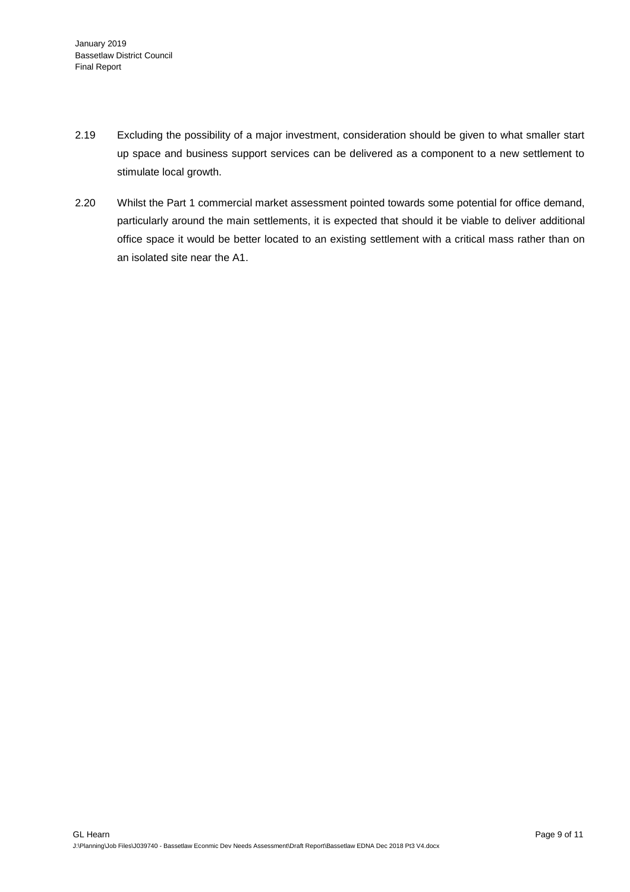2.19 Excluding the possibility of a major investment, consideration should be given to what smaller start up space and business support services can be delivered as a component to a new settlement to stimulate local growth.

2.20 Whilst the Part 1 commercial market assessment pointed towards some potential for office demand, particularly around the main settlements, it is expected that should it be viable to deliver additional office space it would be better located to an existing settlement with a critical mass rather than on an isolated site near the A1.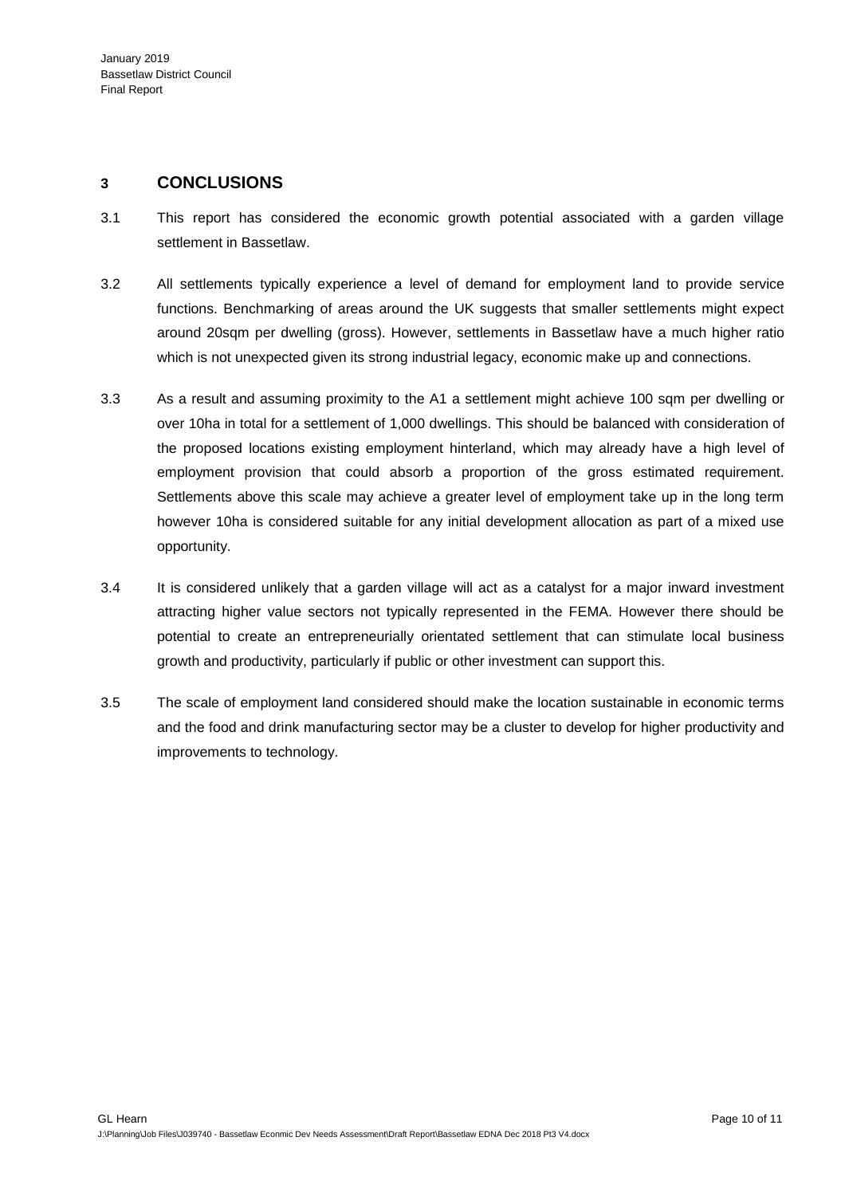## 3 CONCLUSIONS

3.1 This report has considered the economic growth potential associated with a garden village settlement in Bassetlaw.

3.2 All settlements typically experience a level of demand for employment land to provide service functions. Benchmarking of areas around the UK suggests that smaller settlements might expect around 20sqm per dwelling (gross). However, settlements in Bassetlaw have a much higher ratio which is not unexpected given its strong industrial legacy, economic make up and connections.

3.3 As a result and assuming proximity to the A1 a settlement might achieve 100 sqm per dwelling or over 10ha in total for a settlement of 1,000 dwellings. This should be balanced with consideration of the proposed locations existing employment hinterland, which may already have a high level of employment provision that could absorb a proportion of the gross estimated requirement. Settlements above this scale may achieve a greater level of employment take up in the long term however 10ha is considered suitable for any initial development allocation as part of a mixed use opportunity.

3.4 It is considered unlikely that a garden village will act as a catalyst for a major inward investment attracting higher value sectors not typically represented in the FEMA. However there should be potential to create an entrepreneurially orientated settlement that can stimulate local business growth and productivity, particularly if public or other investment can support this.

3.5 The scale of employment land considered should make the location sustainable in economic terms and the food and drink manufacturing sector may be a cluster to develop for higher productivity and improvements to technology.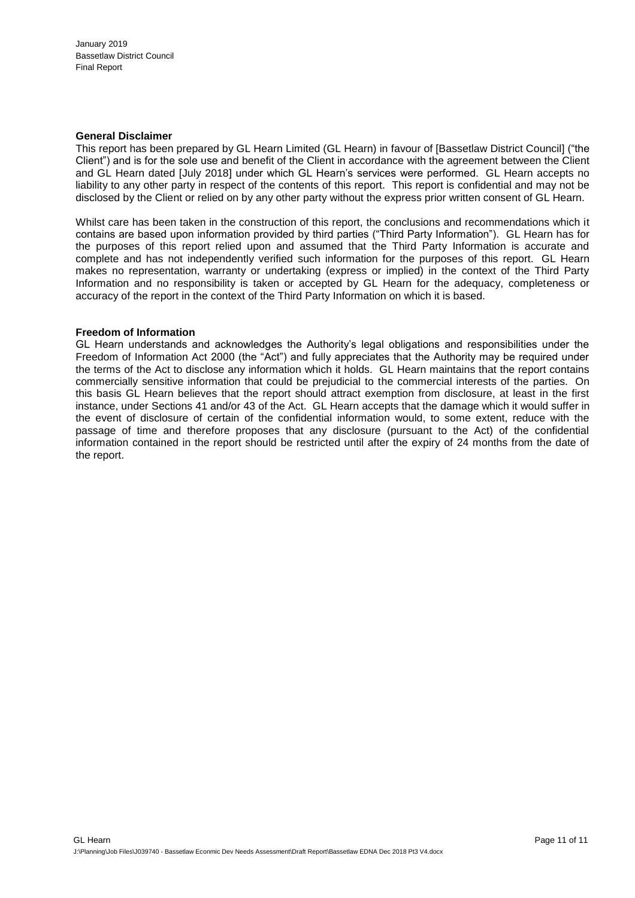**General Disclaimer**

This report has been prepared by GL Hearn Limited (GL Hearn) in favour of [Bassetlaw District Council] ("the Client") and is for the sole use and benefit of the Client in accordance with the agreement between the Client and GL Hearn dated [July 2018] under which GL Hearn's services were performed. GL Hearn accepts no liability to any other party in respect of the contents of this report. This report is confidential and may not be disclosed by the Client or relied on by any other party without the express prior written consent of GL Hearn.

Whilst care has been taken in the construction of this report, the conclusions and recommendations which it contains are based upon information provided by third parties ("Third Party Information"). GL Hearn has for the purposes of this report relied upon and assumed that the Third Party Information is accurate and complete and has not independently verified such information for the purposes of this report. GL Hearn makes no representation, warranty or undertaking (express or implied) in the context of the Third Party Information and no responsibility is taken or accepted by GL Hearn for the adequacy, completeness or accuracy of the report in the context of the Third Party Information on which it is based.

**Freedom of Information**

GL Hearn understands and acknowledges the Authority's legal obligations and responsibilities under the Freedom of Information Act 2000 (the "Act") and fully appreciates that the Authority may be required under the terms of the Act to disclose any information which it holds. GL Hearn maintains that the report contains commercially sensitive information that could be prejudicial to the commercial interests of the parties. On this basis GL Hearn believes that the report should attract exemption from disclosure, at least in the first instance, under Sections 41 and/or 43 of the Act. GL Hearn accepts that the damage which it would suffer in the event of disclosure of certain of the confidential information would, to some extent, reduce with the passage of time and therefore proposes that any disclosure (pursuant to the Act) of the confidential information contained in the report should be restricted until after the expiry of 24 months from the date of the report.